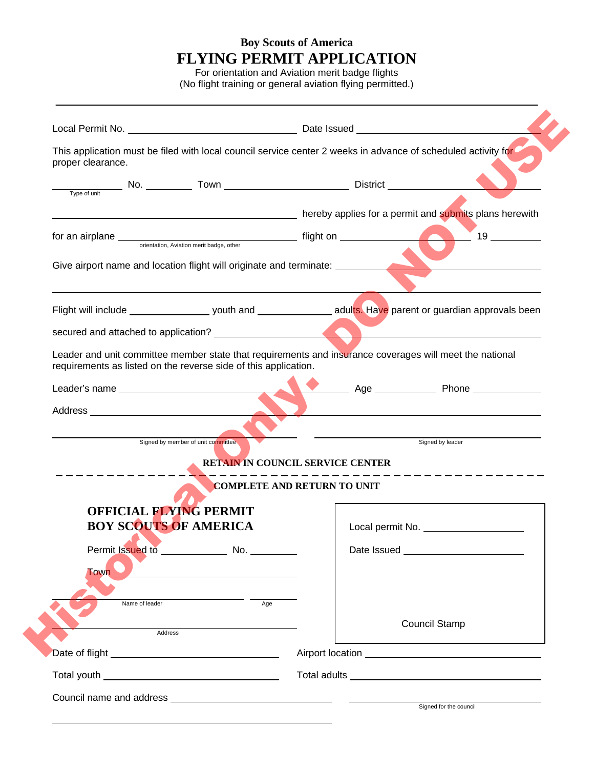**Boy Scouts of America**

# FLYING PERMIT APPLICATION

For orientation and Aviation merit badge flights
(No flight training or general aviation flying permitted.)

---

Local Permit No. ______________________ Date Issued ______________________

This application must be filed with local council service center 2 weeks in advance of scheduled activity for proper clearance.

__________ No. ______ Town ______________ District ______________
Type of unit

______________________________ hereby applies for a permit and submits plans herewith

for an airplane ______________________ flight on ______________ 19 ______
orientation, Aviation merit badge, other

Give airport name and location flight will originate and terminate: ______________________

______________________________________________________________

Flight will include __________ youth and __________ adults. Have parent or guardian approvals been

secured and attached to application? ______________________

Leader and unit committee member state that requirements and insurance coverages will meet the national requirements as listed on the reverse side of this application.

Leader's name ______________________ Age ______ Phone ______

Address ______________________________________________

______________________________ ______________________________
Signed by member of unit committee Signed by leader

**RETAIN IN COUNCIL SERVICE CENTER**

- - - - - - - - - - - - - - - - - - - - - - - - - - - - - - - - - - - -

**COMPLETE AND RETURN TO UNIT**

## OFFICIAL FLYING PERMIT
## BOY SCOUTS OF AMERICA

Permit Issued to __________ No. ______

Town ______________________

______________________ ______
Name of leader Age

______________________________
Address

Local permit No. ______________

Date Issued ______________

Council Stamp

Date of flight ______________________ Airport location ______________________

Total youth ______________________ Total adults ______________________

Council name and address ______________________ ______________________
Signed for the council

______________________________________________

Historical only. DO NOT USE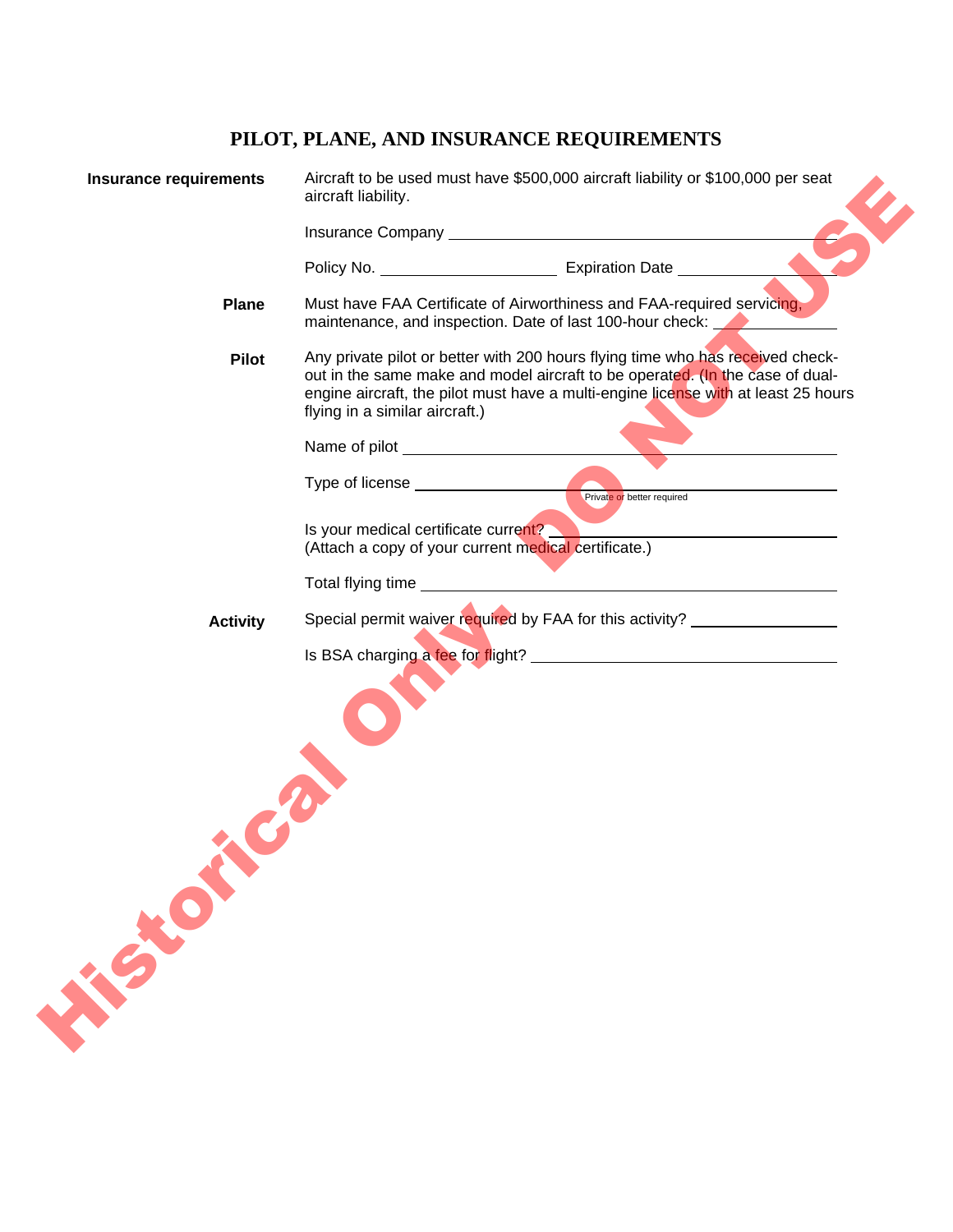## PILOT, PLANE, AND INSURANCE REQUIREMENTS

**Insurance requirements**

Aircraft to be used must have $500,000 aircraft liability or $100,000 per seat aircraft liability.

Insurance Company \_\_\_\_\_\_\_\_\_\_\_\_\_\_\_\_\_\_\_\_\_\_\_\_\_\_\_\_\_\_\_\_\_\_\_\_

Policy No. \_\_\_\_\_\_\_\_\_\_\_\_\_\_\_\_\_\_ Expiration Date \_\_\_\_\_\_\_\_\_\_\_\_\_\_\_\_

**Plane**

Must have FAA Certificate of Airworthiness and FAA-required servicing, maintenance, and inspection. Date of last 100-hour check: \_\_\_\_\_\_\_\_\_\_\_\_

**Pilot**

Any private pilot or better with 200 hours flying time who has received check-out in the same make and model aircraft to be operated. (In the case of dual-engine aircraft, the pilot must have a multi-engine license with at least 25 hours flying in a similar aircraft.)

Name of pilot \_\_\_\_\_\_\_\_\_\_\_\_\_\_\_\_\_\_\_\_\_\_\_\_\_\_\_\_\_\_\_\_\_\_\_\_

Type of license \_\_\_\_\_\_\_\_\_\_\_\_\_\_\_\_\_\_\_\_\_\_\_\_\_\_\_\_\_\_\_\_\_\_\_\_
Private or better required

Is your medical certificate current? \_\_\_\_\_\_\_\_\_\_\_\_\_\_\_\_\_\_\_\_
(Attach a copy of your current medical certificate.)

Total flying time \_\_\_\_\_\_\_\_\_\_\_\_\_\_\_\_\_\_\_\_\_\_\_\_\_\_\_\_\_\_\_\_\_\_\_\_

**Activity**

Special permit waiver required by FAA for this activity? \_\_\_\_\_\_\_\_\_\_\_\_

Is BSA charging a fee for flight? \_\_\_\_\_\_\_\_\_\_\_\_\_\_\_\_\_\_\_\_\_\_\_\_

Historical Only: DO NOT USE